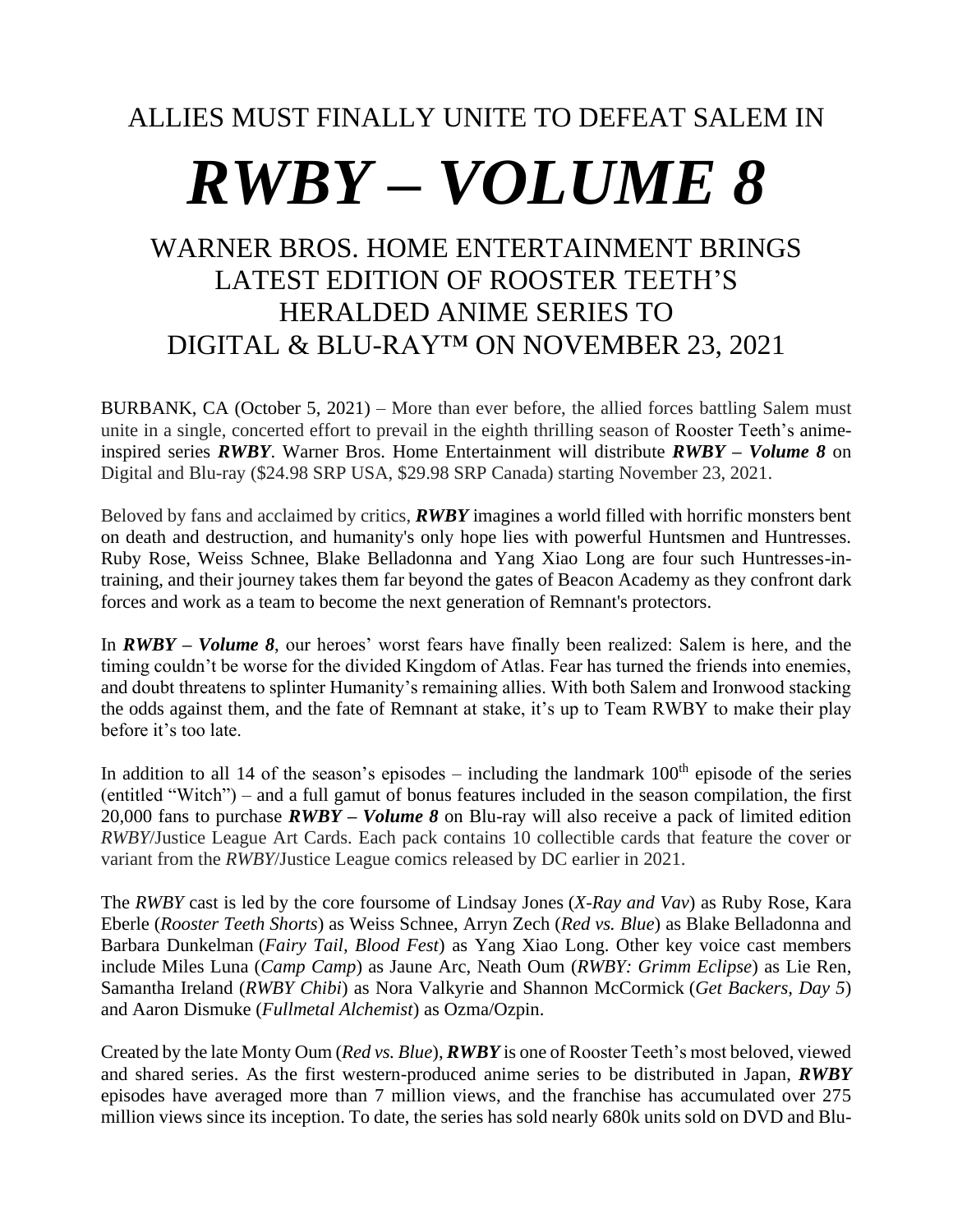ALLIES MUST FINALLY UNITE TO DEFEAT SALEM IN

# *RWBY – VOLUME 8*

## WARNER BROS. HOME ENTERTAINMENT BRINGS LATEST EDITION OF ROOSTER TEETH'S HERALDED ANIME SERIES TO DIGITAL & BLU-RAY™ ON NOVEMBER 23, 2021

BURBANK, CA (October 5, 2021) – More than ever before, the allied forces battling Salem must unite in a single, concerted effort to prevail in the eighth thrilling season of Rooster Teeth's anime-inspired series ***RWBY***. Warner Bros. Home Entertainment will distribute ***RWBY – Volume 8*** on Digital and Blu-ray ($24.98 SRP USA, $29.98 SRP Canada) starting November 23, 2021.

Beloved by fans and acclaimed by critics, ***RWBY*** imagines a world filled with horrific monsters bent on death and destruction, and humanity's only hope lies with powerful Huntsmen and Huntresses. Ruby Rose, Weiss Schnee, Blake Belladonna and Yang Xiao Long are four such Huntresses-in-training, and their journey takes them far beyond the gates of Beacon Academy as they confront dark forces and work as a team to become the next generation of Remnant's protectors.

In ***RWBY – Volume 8***, our heroes' worst fears have finally been realized: Salem is here, and the timing couldn't be worse for the divided Kingdom of Atlas. Fear has turned the friends into enemies, and doubt threatens to splinter Humanity's remaining allies. With both Salem and Ironwood stacking the odds against them, and the fate of Remnant at stake, it's up to Team RWBY to make their play before it's too late.

In addition to all 14 of the season's episodes – including the landmark 100th episode of the series (entitled "Witch") – and a full gamut of bonus features included in the season compilation, the first 20,000 fans to purchase ***RWBY – Volume 8*** on Blu-ray will also receive a pack of limited edition *RWBY*/Justice League Art Cards. Each pack contains 10 collectible cards that feature the cover or variant from the *RWBY*/Justice League comics released by DC earlier in 2021.

The *RWBY* cast is led by the core foursome of Lindsay Jones (*X-Ray and Vav*) as Ruby Rose, Kara Eberle (*Rooster Teeth Shorts*) as Weiss Schnee, Arryn Zech (*Red vs. Blue*) as Blake Belladonna and Barbara Dunkelman (*Fairy Tail, Blood Fest*) as Yang Xiao Long. Other key voice cast members include Miles Luna (*Camp Camp*) as Jaune Arc, Neath Oum (*RWBY: Grimm Eclipse*) as Lie Ren, Samantha Ireland (*RWBY Chibi*) as Nora Valkyrie and Shannon McCormick (*Get Backers, Day 5*) and Aaron Dismuke (*Fullmetal Alchemist*) as Ozma/Ozpin.

Created by the late Monty Oum (*Red vs. Blue*), ***RWBY*** is one of Rooster Teeth's most beloved, viewed and shared series. As the first western-produced anime series to be distributed in Japan, ***RWBY*** episodes have averaged more than 7 million views, and the franchise has accumulated over 275 million views since its inception. To date, the series has sold nearly 680k units sold on DVD and Blu-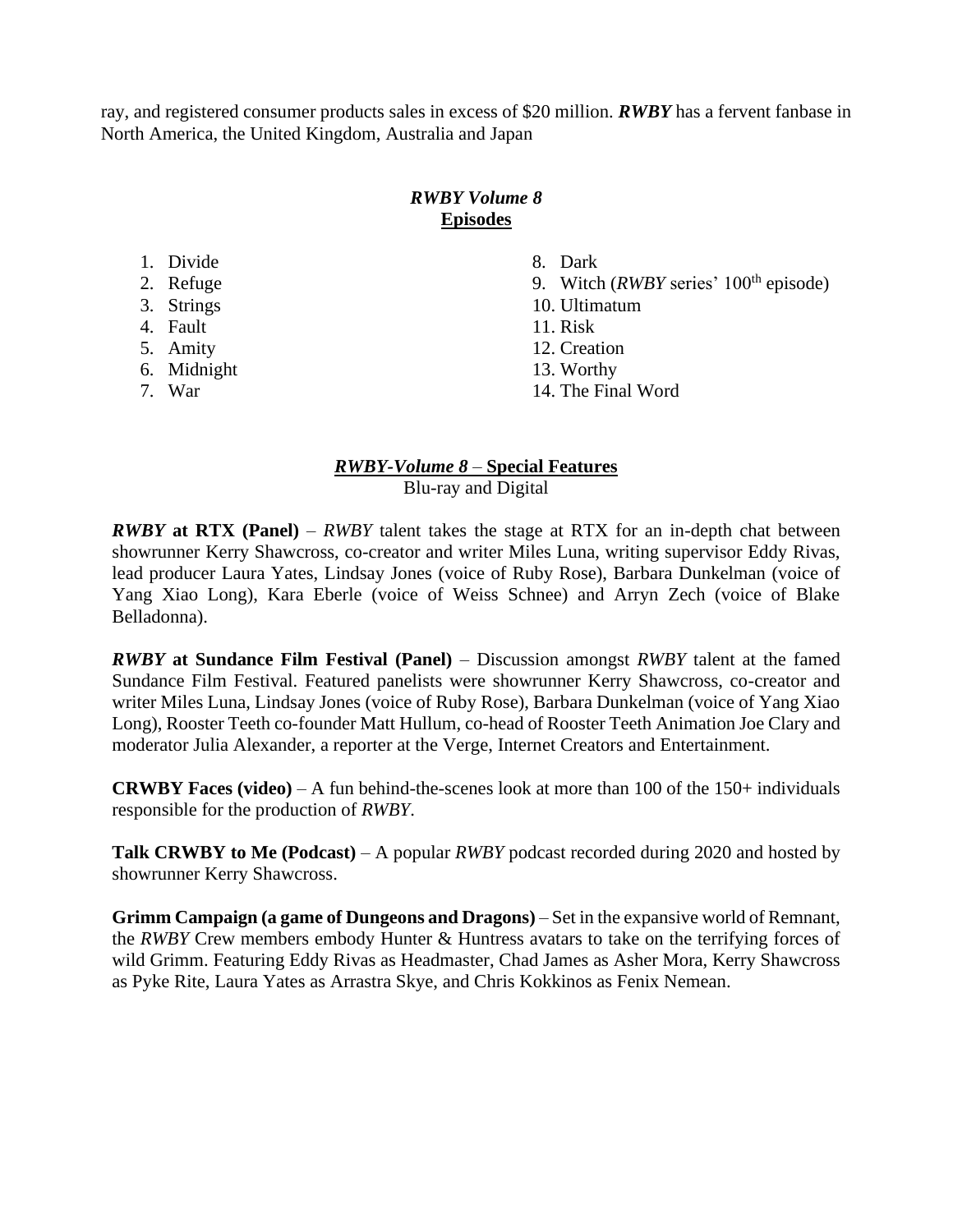ray, and registered consumer products sales in excess of $20 million. ***RWBY*** has a fervent fanbase in North America, the United Kingdom, Australia and Japan

### *RWBY Volume 8*
### Episodes

1. Divide
2. Refuge
3. Strings
4. Fault
5. Amity
6. Midnight
7. War
8. Dark
9. Witch (*RWBY* series' 100th episode)
10. Ultimatum
11. Risk
12. Creation
13. Worthy
14. The Final Word

### *RWBY-Volume 8* – Special Features
Blu-ray and Digital

***RWBY* at RTX (Panel)** – *RWBY* talent takes the stage at RTX for an in-depth chat between showrunner Kerry Shawcross, co-creator and writer Miles Luna, writing supervisor Eddy Rivas, lead producer Laura Yates, Lindsay Jones (voice of Ruby Rose), Barbara Dunkelman (voice of Yang Xiao Long), Kara Eberle (voice of Weiss Schnee) and Arryn Zech (voice of Blake Belladonna).

***RWBY* at Sundance Film Festival (Panel)** – Discussion amongst *RWBY* talent at the famed Sundance Film Festival. Featured panelists were showrunner Kerry Shawcross, co-creator and writer Miles Luna, Lindsay Jones (voice of Ruby Rose), Barbara Dunkelman (voice of Yang Xiao Long), Rooster Teeth co-founder Matt Hullum, co-head of Rooster Teeth Animation Joe Clary and moderator Julia Alexander, a reporter at the Verge, Internet Creators and Entertainment.

**CRWBY Faces (video)** – A fun behind-the-scenes look at more than 100 of the 150+ individuals responsible for the production of *RWBY*.

**Talk CRWBY to Me (Podcast)** – A popular *RWBY* podcast recorded during 2020 and hosted by showrunner Kerry Shawcross.

**Grimm Campaign (a game of Dungeons and Dragons)** – Set in the expansive world of Remnant, the *RWBY* Crew members embody Hunter & Huntress avatars to take on the terrifying forces of wild Grimm. Featuring Eddy Rivas as Headmaster, Chad James as Asher Mora, Kerry Shawcross as Pyke Rite, Laura Yates as Arrastra Skye, and Chris Kokkinos as Fenix Nemean.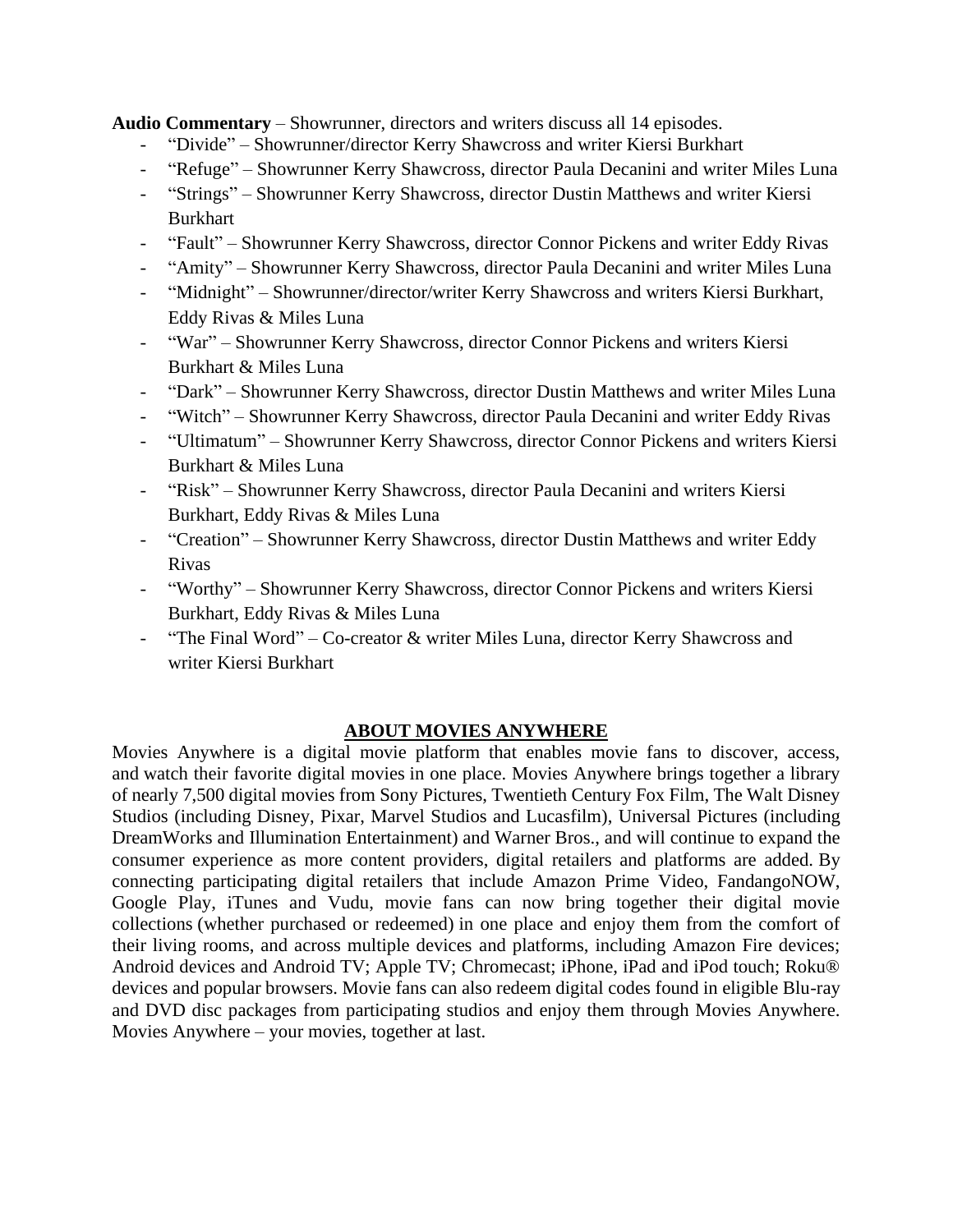**Audio Commentary** – Showrunner, directors and writers discuss all 14 episodes.

- “Divide” – Showrunner/director Kerry Shawcross and writer Kiersi Burkhart
- “Refuge” – Showrunner Kerry Shawcross, director Paula Decanini and writer Miles Luna
- “Strings” – Showrunner Kerry Shawcross, director Dustin Matthews and writer Kiersi Burkhart
- “Fault” – Showrunner Kerry Shawcross, director Connor Pickens and writer Eddy Rivas
- “Amity” – Showrunner Kerry Shawcross, director Paula Decanini and writer Miles Luna
- “Midnight” – Showrunner/director/writer Kerry Shawcross and writers Kiersi Burkhart, Eddy Rivas & Miles Luna
- “War” – Showrunner Kerry Shawcross, director Connor Pickens and writers Kiersi Burkhart & Miles Luna
- “Dark” – Showrunner Kerry Shawcross, director Dustin Matthews and writer Miles Luna
- “Witch” – Showrunner Kerry Shawcross, director Paula Decanini and writer Eddy Rivas
- “Ultimatum” – Showrunner Kerry Shawcross, director Connor Pickens and writers Kiersi Burkhart & Miles Luna
- “Risk” – Showrunner Kerry Shawcross, director Paula Decanini and writers Kiersi Burkhart, Eddy Rivas & Miles Luna
- “Creation” – Showrunner Kerry Shawcross, director Dustin Matthews and writer Eddy Rivas
- “Worthy” – Showrunner Kerry Shawcross, director Connor Pickens and writers Kiersi Burkhart, Eddy Rivas & Miles Luna
- “The Final Word” – Co-creator & writer Miles Luna, director Kerry Shawcross and writer Kiersi Burkhart

## ABOUT MOVIES ANYWHERE

Movies Anywhere is a digital movie platform that enables movie fans to discover, access, and watch their favorite digital movies in one place. Movies Anywhere brings together a library of nearly 7,500 digital movies from Sony Pictures, Twentieth Century Fox Film, The Walt Disney Studios (including Disney, Pixar, Marvel Studios and Lucasfilm), Universal Pictures (including DreamWorks and Illumination Entertainment) and Warner Bros., and will continue to expand the consumer experience as more content providers, digital retailers and platforms are added. By connecting participating digital retailers that include Amazon Prime Video, FandangoNOW, Google Play, iTunes and Vudu, movie fans can now bring together their digital movie collections (whether purchased or redeemed) in one place and enjoy them from the comfort of their living rooms, and across multiple devices and platforms, including Amazon Fire devices; Android devices and Android TV; Apple TV; Chromecast; iPhone, iPad and iPod touch; Roku® devices and popular browsers. Movie fans can also redeem digital codes found in eligible Blu-ray and DVD disc packages from participating studios and enjoy them through Movies Anywhere. Movies Anywhere – your movies, together at last.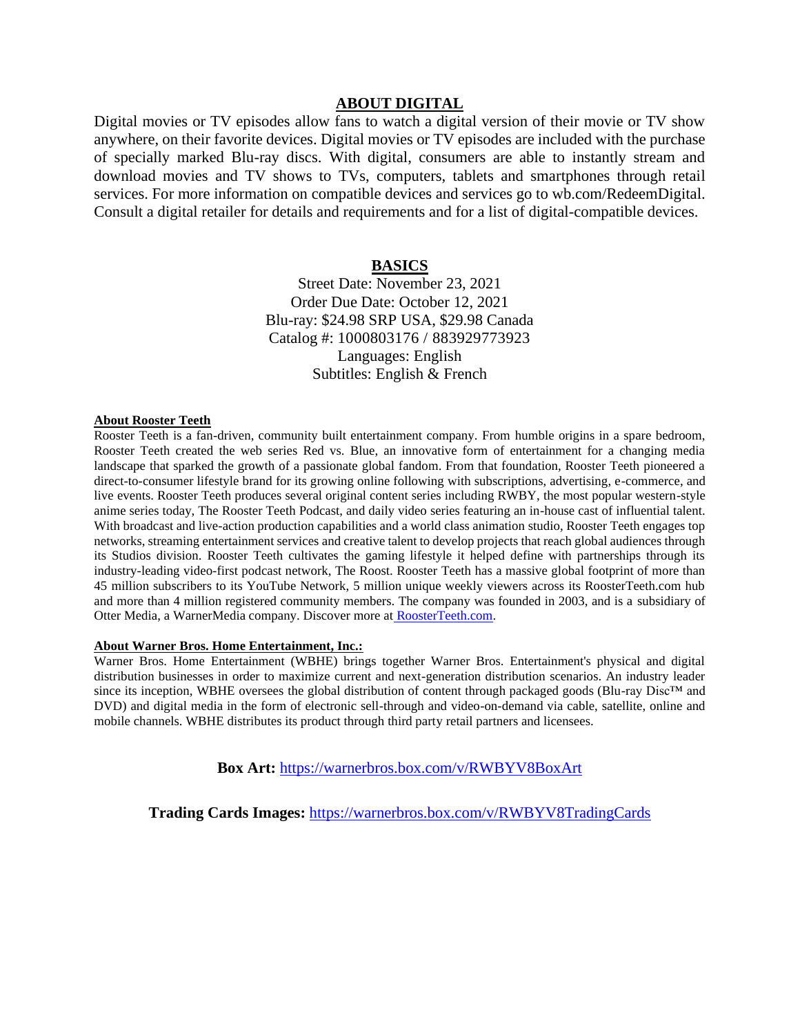## ABOUT DIGITAL

Digital movies or TV episodes allow fans to watch a digital version of their movie or TV show anywhere, on their favorite devices. Digital movies or TV episodes are included with the purchase of specially marked Blu-ray discs. With digital, consumers are able to instantly stream and download movies and TV shows to TVs, computers, tablets and smartphones through retail services. For more information on compatible devices and services go to wb.com/RedeemDigital. Consult a digital retailer for details and requirements and for a list of digital-compatible devices.

## BASICS

Street Date: November 23, 2021
Order Due Date: October 12, 2021
Blu-ray: $24.98 SRP USA, $29.98 Canada
Catalog #: 1000803176 / 883929773923
Languages: English
Subtitles: English & French

### About Rooster Teeth

Rooster Teeth is a fan-driven, community built entertainment company. From humble origins in a spare bedroom, Rooster Teeth created the web series Red vs. Blue, an innovative form of entertainment for a changing media landscape that sparked the growth of a passionate global fandom. From that foundation, Rooster Teeth pioneered a direct-to-consumer lifestyle brand for its growing online following with subscriptions, advertising, e-commerce, and live events. Rooster Teeth produces several original content series including RWBY, the most popular western-style anime series today, The Rooster Teeth Podcast, and daily video series featuring an in-house cast of influential talent. With broadcast and live-action production capabilities and a world class animation studio, Rooster Teeth engages top networks, streaming entertainment services and creative talent to develop projects that reach global audiences through its Studios division. Rooster Teeth cultivates the gaming lifestyle it helped define with partnerships through its industry-leading video-first podcast network, The Roost. Rooster Teeth has a massive global footprint of more than 45 million subscribers to its YouTube Network, 5 million unique weekly viewers across its RoosterTeeth.com hub and more than 4 million registered community members. The company was founded in 2003, and is a subsidiary of Otter Media, a WarnerMedia company. Discover more at RoosterTeeth.com.

### About Warner Bros. Home Entertainment, Inc.:

Warner Bros. Home Entertainment (WBHE) brings together Warner Bros. Entertainment's physical and digital distribution businesses in order to maximize current and next-generation distribution scenarios. An industry leader since its inception, WBHE oversees the global distribution of content through packaged goods (Blu-ray Disc™ and DVD) and digital media in the form of electronic sell-through and video-on-demand via cable, satellite, online and mobile channels. WBHE distributes its product through third party retail partners and licensees.

**Box Art:** https://warnerbros.box.com/v/RWBYV8BoxArt

**Trading Cards Images:** https://warnerbros.box.com/v/RWBYV8TradingCards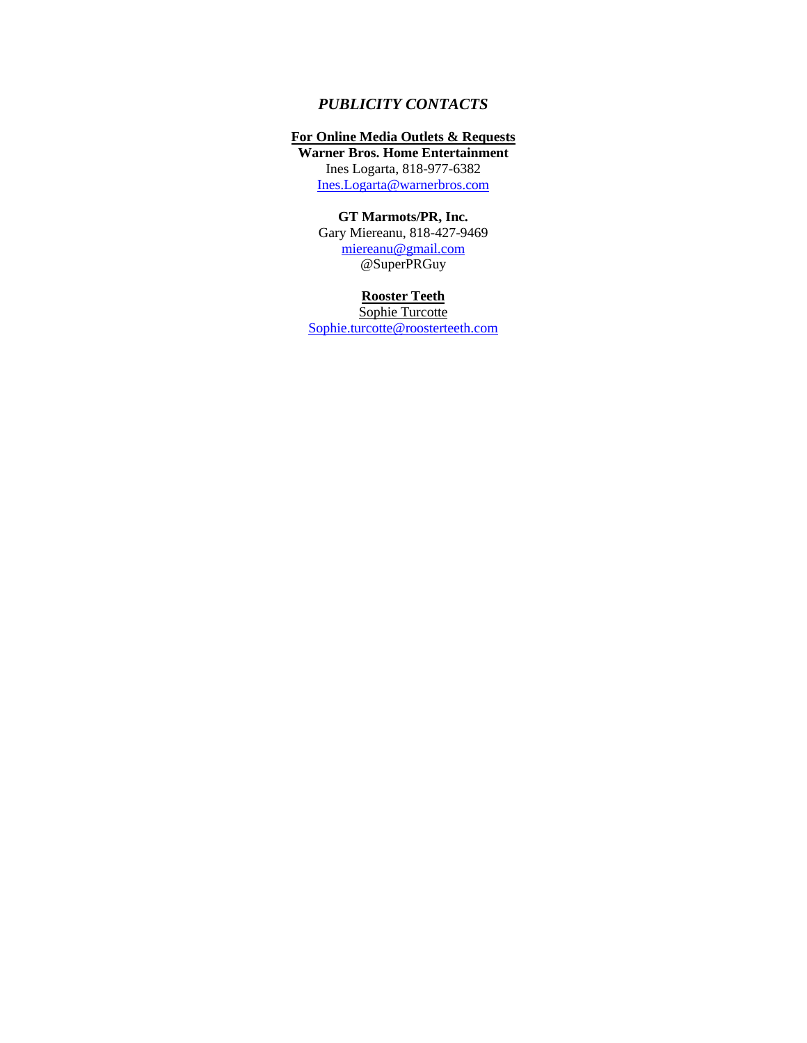## *PUBLICITY CONTACTS*

**For Online Media Outlets & Requests**
**Warner Bros. Home Entertainment**
Ines Logarta, 818-977-6382
Ines.Logarta@warnerbros.com

**GT Marmots/PR, Inc.**
Gary Miereanu, 818-427-9469
miereanu@gmail.com
@SuperPRGuy

**Rooster Teeth**
Sophie Turcotte
Sophie.turcotte@roosterteeth.com